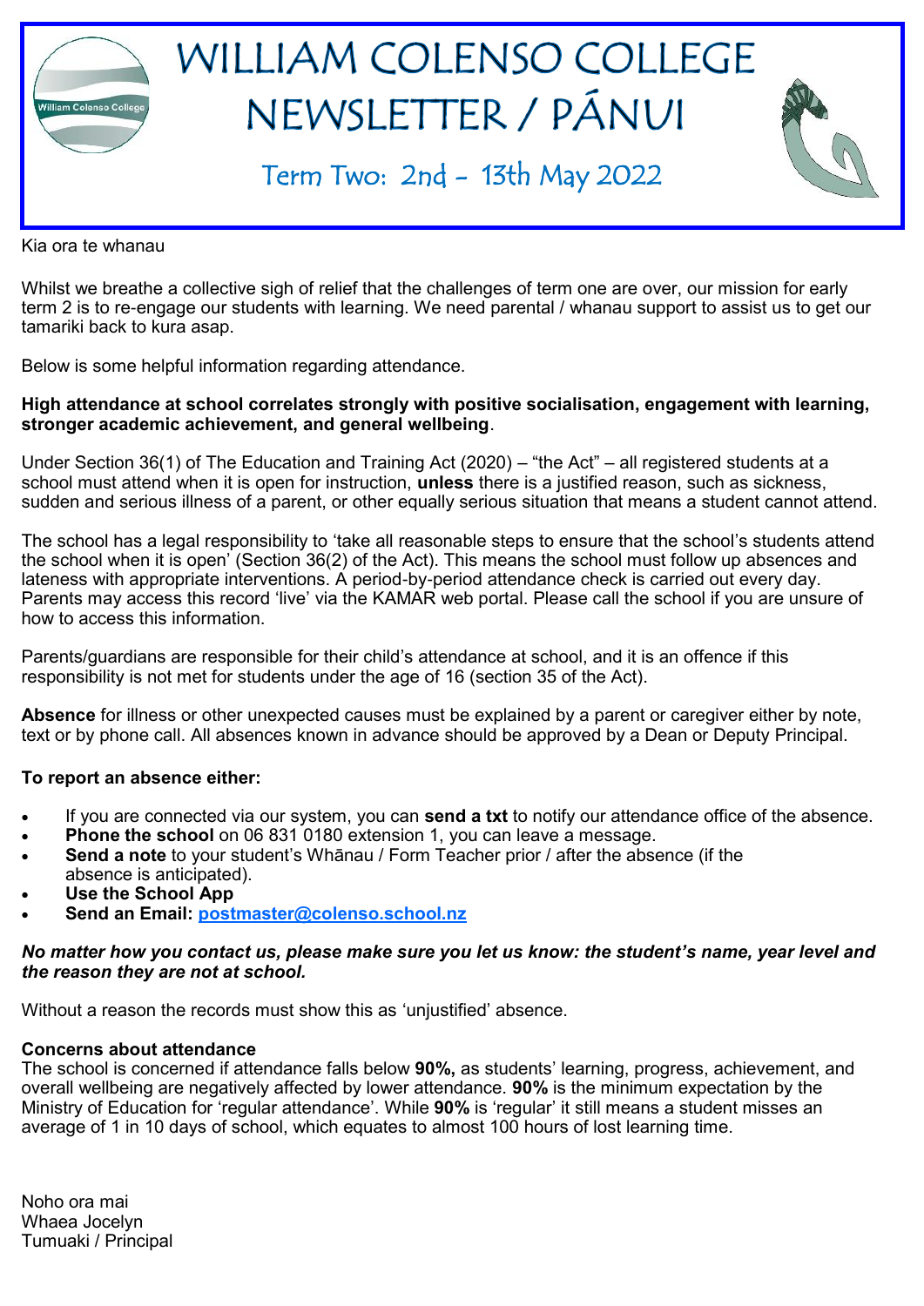# WILLIAM COLENSO COLLEGE NEWSLETTER / PÁNUI

## Term Two: 2nd - 13th May 2022

Kia ora te whanau

Whilst we breathe a collective sigh of relief that the challenges of term one are over, our mission for early term 2 is to re-engage our students with learning. We need parental / whanau support to assist us to get our tamariki back to kura asap.

Below is some helpful information regarding attendance.

**High attendance at school correlates strongly with positive socialisation, engagement with learning, stronger academic achievement, and general wellbeing**.

Under Section 36(1) of The Education and Training Act (2020) – "the Act" – all registered students at a school must attend when it is open for instruction, **unless** there is a justified reason, such as sickness, sudden and serious illness of a parent, or other equally serious situation that means a student cannot attend.

The school has a legal responsibility to 'take all reasonable steps to ensure that the school's students attend the school when it is open' (Section 36(2) of the Act). This means the school must follow up absences and lateness with appropriate interventions. A period-by-period attendance check is carried out every day. Parents may access this record 'live' via the KAMAR web portal. Please call the school if you are unsure of how to access this information.

Parents/guardians are responsible for their child's attendance at school, and it is an offence if this responsibility is not met for students under the age of 16 (section 35 of the Act).

**Absence** for illness or other unexpected causes must be explained by a parent or caregiver either by note, text or by phone call. All absences known in advance should be approved by a Dean or Deputy Principal.

**To report an absence either:**

- If you are connected via our system, you can **send a txt** to notify our attendance office of the absence.
- **Phone the school** on 06 831 0180 extension 1, you can leave a message.
- **Send a note** to your student's Whānau / Form Teacher prior / after the absence (if the absence is anticipated).
- **Use the School App**
- **Send an Email: postmaster@colenso.school.nz**

***No matter how you contact us, please make sure you let us know: the student's name, year level and the reason they are not at school.***

Without a reason the records must show this as 'unjustified' absence.

**Concerns about attendance**
The school is concerned if attendance falls below **90%,** as students' learning, progress, achievement, and overall wellbeing are negatively affected by lower attendance. **90%** is the minimum expectation by the Ministry of Education for 'regular attendance'. While **90%** is 'regular' it still means a student misses an average of 1 in 10 days of school, which equates to almost 100 hours of lost learning time.

Noho ora mai
Whaea Jocelyn
Tumuaki / Principal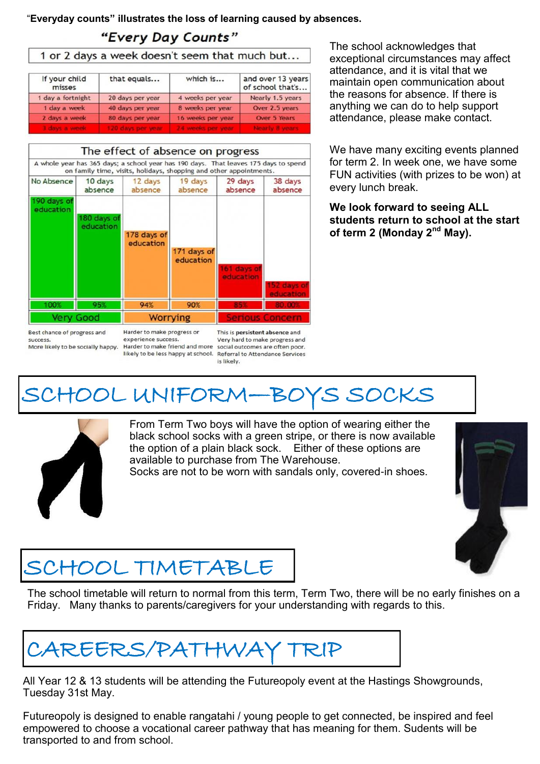"**Everyday counts" illustrates the loss of learning caused by absences.**

## "Every Day Counts"

1 or 2 days a week doesn't seem that much but…

| If your child misses | that equals… | which is… | and over 13 years of school that's… |
|---|---|---|---|
| 1 day a fortnight | 20 days per year | 4 weeks per year | Nearly 1.5 years |
| 1 day a week | 40 days per year | 8 weeks per year | Over 2.5 years |
| 2 days a week | 80 days per year | 16 weeks per year | Over 5 Years |
| 3 days a week | 120 days per year | 24 weeks per year | Nearly 8 years |

## The effect of absence on progress

A whole year has 365 days; a school year has 190 days. That leaves 175 days to spend on family time, visits, holidays, shopping and other appointments.

| No Absence | 10 days absence | 12 days absence | 19 days absence | 29 days absence | 38 days absence |
|---|---|---|---|---|---|
| 190 days of education | 180 days of education | 178 days of education | 171 days of education | 161 days of education | 152 days of education |
| 100% | 95% | 94% | 90% | 85% | 80.00% |
| Very Good | | Worrying | | Serious Concern | |
| Best chance of progress and success. More likely to be socially happy. | | Harder to make progress or experience success. Harder to make friend and more likely to be less happy at school. | | This is **persistent absence** and Very hard to make progress and social outcomes are often poor. Referral to Attendance Services is likely. | |

The school acknowledges that exceptional circumstances may affect attendance, and it is vital that we maintain open communication about the reasons for absence. If there is anything we can do to help support attendance, please make contact.

We have many exciting events planned for term 2. In week one, we have some FUN activities (with prizes to be won) at every lunch break.

**We look forward to seeing ALL students return to school at the start of term 2 (Monday 2nd May).**

# SCHOOL UNIFORM—BOYS SOCKS

From Term Two boys will have the option of wearing either the black school socks with a green stripe, or there is now available the option of a plain black sock. Either of these options are available to purchase from The Warehouse.
Socks are not to be worn with sandals only, covered-in shoes.

# SCHOOL TIMETABLE

The school timetable will return to normal from this term, Term Two, there will be no early finishes on a Friday. Many thanks to parents/caregivers for your understanding with regards to this.

# CAREERS/PATHWAY TRIP

All Year 12 & 13 students will be attending the Futureopoly event at the Hastings Showgrounds, Tuesday 31st May.

Futureopoly is designed to enable rangatahi / young people to get connected, be inspired and feel empowered to choose a vocational career pathway that has meaning for them. Sudents will be transported to and from school.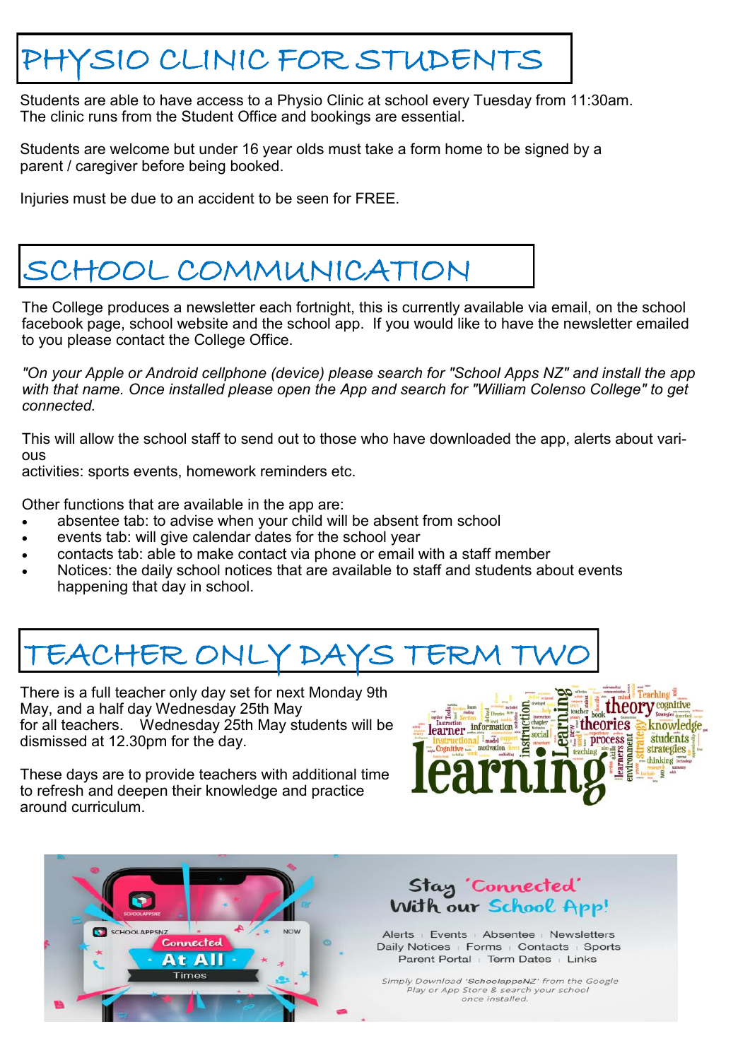# PHYSIO CLINIC FOR STUDENTS

Students are able to have access to a Physio Clinic at school every Tuesday from 11:30am. The clinic runs from the Student Office and bookings are essential.

Students are welcome but under 16 year olds must take a form home to be signed by a parent / caregiver before being booked.

Injuries must be due to an accident to be seen for FREE.

# SCHOOL COMMUNICATION

The College produces a newsletter each fortnight, this is currently available via email, on the school facebook page, school website and the school app. If you would like to have the newsletter emailed to you please contact the College Office.

*"On your Apple or Android cellphone (device) please search for "School Apps NZ" and install the app with that name. Once installed please open the App and search for "William Colenso College" to get connected.*

This will allow the school staff to send out to those who have downloaded the app, alerts about various activities: sports events, homework reminders etc.

Other functions that are available in the app are:

- absentee tab: to advise when your child will be absent from school
- events tab: will give calendar dates for the school year
- contacts tab: able to make contact via phone or email with a staff member
- Notices: the daily school notices that are available to staff and students about events happening that day in school.

# TEACHER ONLY DAYS TERM TWO

There is a full teacher only day set for next Monday 9th May, and a half day Wednesday 25th May for all teachers. Wednesday 25th May students will be dismissed at 12.30pm for the day.

These days are to provide teachers with additional time to refresh and deepen their knowledge and practice around curriculum.

Stay 'Connected' With our School App!

Alerts | Events | Absentee | Newsletters
Daily Notices | Forms | Contacts | Sports
Parent Portal | Term Dates | Links

*Simply Download 'SchoolappsNZ' from the Google Play or App Store & search your school once installed.*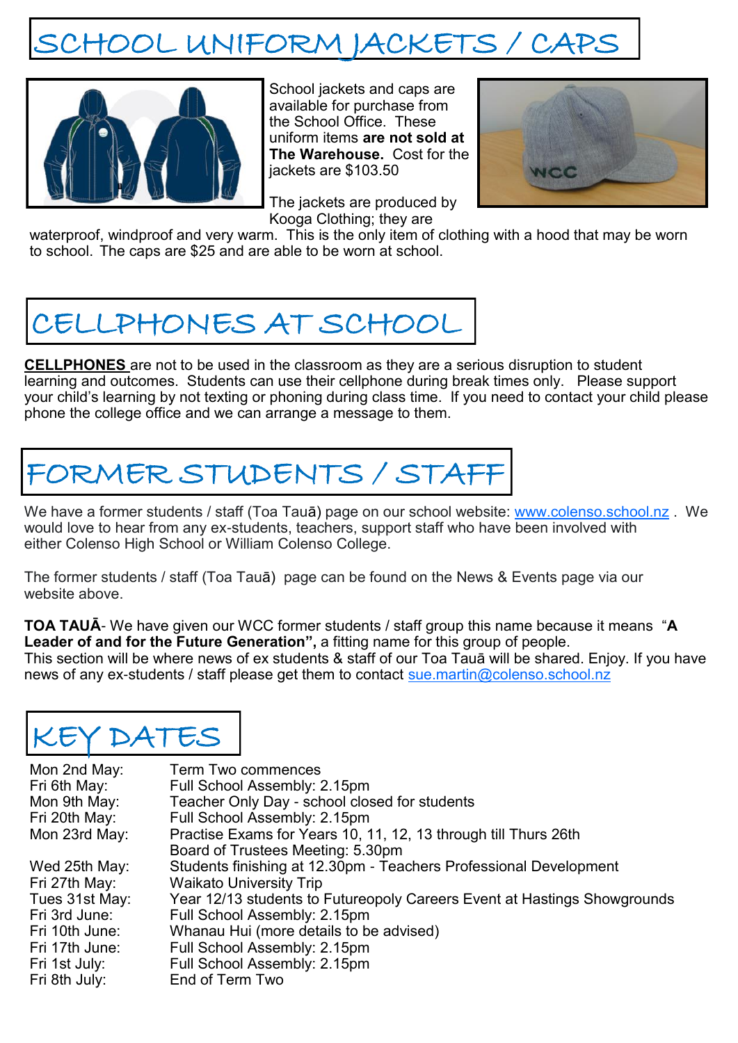# SCHOOL UNIFORM JACKETS / CAPS

School jackets and caps are available for purchase from the School Office. These uniform items **are not sold at The Warehouse.** Cost for the jackets are $103.50

The jackets are produced by Kooga Clothing; they are waterproof, windproof and very warm. This is the only item of clothing with a hood that may be worn to school. The caps are $25 and are able to be worn at school.

# CELLPHONES AT SCHOOL

**CELLPHONES** are not to be used in the classroom as they are a serious disruption to student learning and outcomes. Students can use their cellphone during break times only. Please support your child's learning by not texting or phoning during class time. If you need to contact your child please phone the college office and we can arrange a message to them.

# FORMER STUDENTS / STAFF

We have a former students / staff (Toa Tauā) page on our school website: www.colenso.school.nz . We would love to hear from any ex-students, teachers, support staff who have been involved with either Colenso High School or William Colenso College.

The former students / staff (Toa Tauā) page can be found on the News & Events page via our website above.

**TOA TAUĀ**- We have given our WCC former students / staff group this name because it means "**A Leader of and for the Future Generation",** a fitting name for this group of people.
This section will be where news of ex students & staff of our Toa Tauā will be shared. Enjoy. If you have news of any ex-students / staff please get them to contact sue.martin@colenso.school.nz

# KEY DATES

| | |
|---|---|
| Mon 2nd May: | Term Two commences |
| Fri 6th May: | Full School Assembly: 2.15pm |
| Mon 9th May: | Teacher Only Day - school closed for students |
| Fri 20th May: | Full School Assembly: 2.15pm |
| Mon 23rd May: | Practise Exams for Years 10, 11, 12, 13 through till Thurs 26th<br>Board of Trustees Meeting: 5.30pm |
| Wed 25th May: | Students finishing at 12.30pm - Teachers Professional Development |
| Fri 27th May: | Waikato University Trip |
| Tues 31st May: | Year 12/13 students to Futureopoly Careers Event at Hastings Showgrounds |
| Fri 3rd June: | Full School Assembly: 2.15pm |
| Fri 10th June: | Whanau Hui (more details to be advised) |
| Fri 17th June: | Full School Assembly: 2.15pm |
| Fri 1st July: | Full School Assembly: 2.15pm |
| Fri 8th July: | End of Term Two |